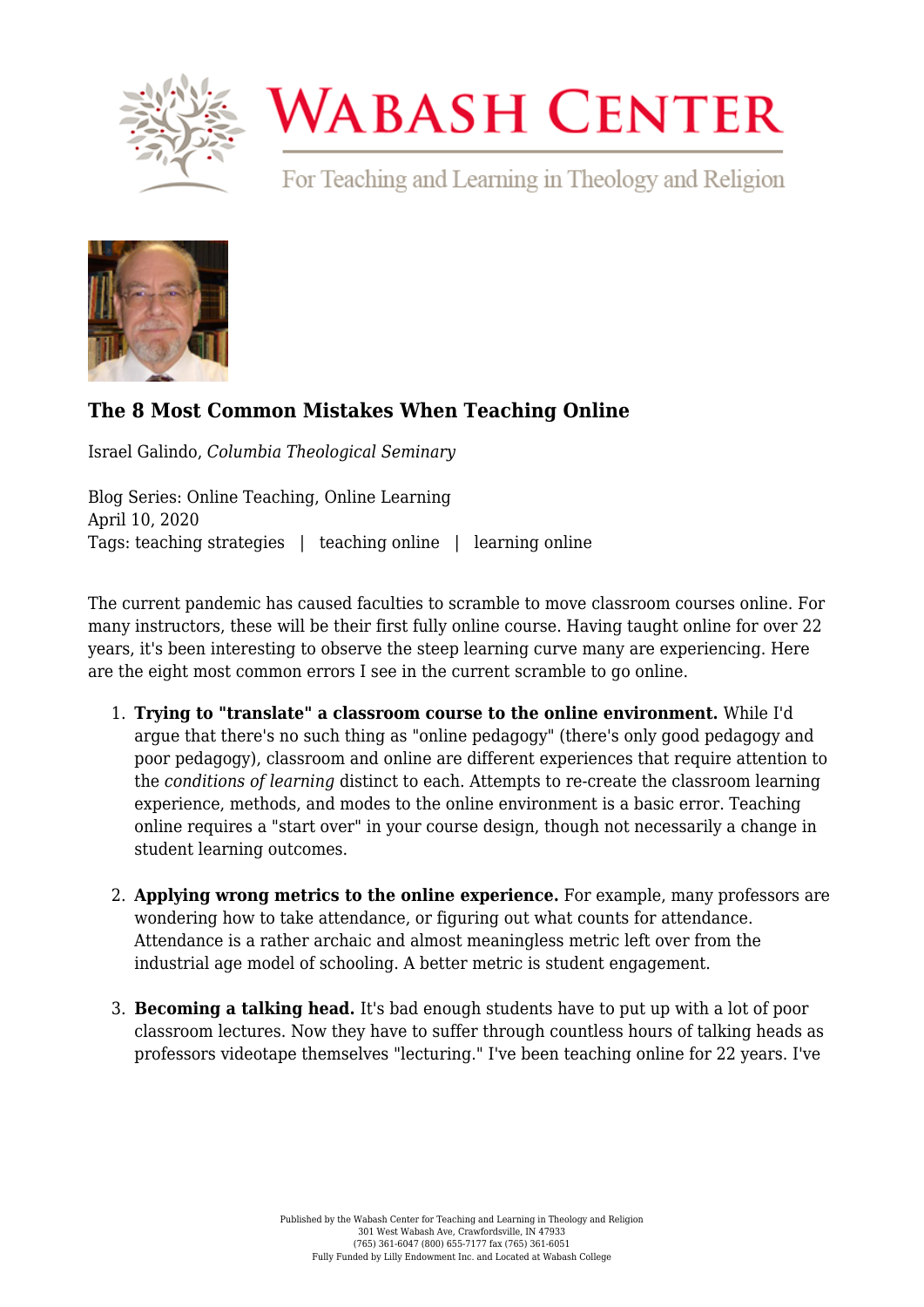# WABASH CENTER

For Teaching and Learning in Theology and Religion

## The 8 Most Common Mistakes When Teaching Online

Israel Galindo, *Columbia Theological Seminary*

Blog Series: Online Teaching, Online Learning
April 10, 2020
Tags: teaching strategies | teaching online | learning online

The current pandemic has caused faculties to scramble to move classroom courses online. For many instructors, these will be their first fully online course. Having taught online for over 22 years, it's been interesting to observe the steep learning curve many are experiencing. Here are the eight most common errors I see in the current scramble to go online.

1. **Trying to "translate" a classroom course to the online environment.** While I'd argue that there's no such thing as "online pedagogy" (there's only good pedagogy and poor pedagogy), classroom and online are different experiences that require attention to the *conditions of learning* distinct to each. Attempts to re-create the classroom learning experience, methods, and modes to the online environment is a basic error. Teaching online requires a "start over" in your course design, though not necessarily a change in student learning outcomes.

2. **Applying wrong metrics to the online experience.** For example, many professors are wondering how to take attendance, or figuring out what counts for attendance. Attendance is a rather archaic and almost meaningless metric left over from the industrial age model of schooling. A better metric is student engagement.

3. **Becoming a talking head.** It's bad enough students have to put up with a lot of poor classroom lectures. Now they have to suffer through countless hours of talking heads as professors videotape themselves "lecturing." I've been teaching online for 22 years. I've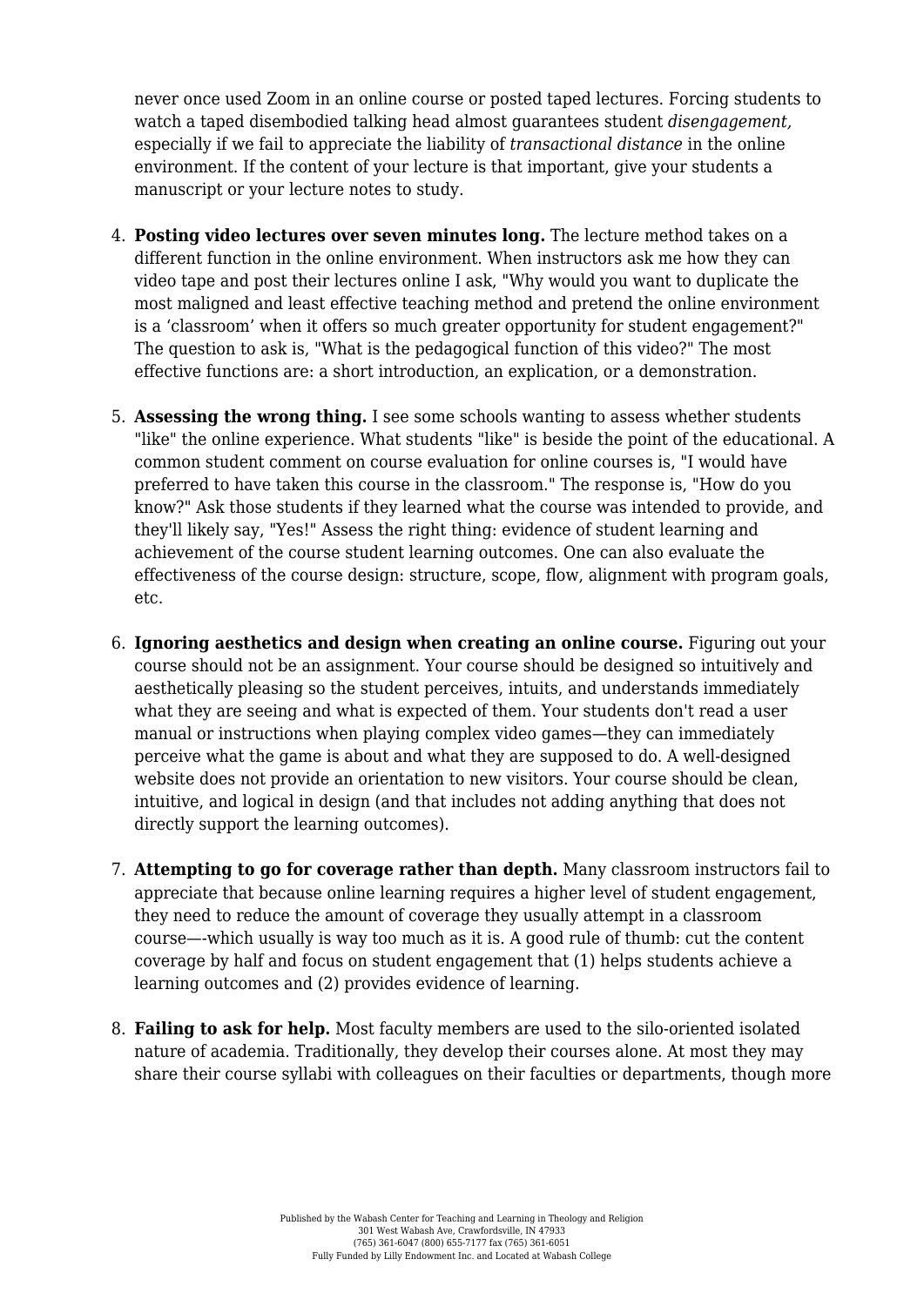never once used Zoom in an online course or posted taped lectures. Forcing students to watch a taped disembodied talking head almost guarantees student *disengagement,* especially if we fail to appreciate the liability of *transactional distance* in the online environment. If the content of your lecture is that important, give your students a manuscript or your lecture notes to study.

4. **Posting video lectures over seven minutes long.** The lecture method takes on a different function in the online environment. When instructors ask me how they can video tape and post their lectures online I ask, "Why would you want to duplicate the most maligned and least effective teaching method and pretend the online environment is a 'classroom' when it offers so much greater opportunity for student engagement?" The question to ask is, "What is the pedagogical function of this video?" The most effective functions are: a short introduction, an explication, or a demonstration.

5. **Assessing the wrong thing.** I see some schools wanting to assess whether students "like" the online experience. What students "like" is beside the point of the educational. A common student comment on course evaluation for online courses is, "I would have preferred to have taken this course in the classroom." The response is, "How do you know?" Ask those students if they learned what the course was intended to provide, and they'll likely say, "Yes!" Assess the right thing: evidence of student learning and achievement of the course student learning outcomes. One can also evaluate the effectiveness of the course design: structure, scope, flow, alignment with program goals, etc.

6. **Ignoring aesthetics and design when creating an online course.** Figuring out your course should not be an assignment. Your course should be designed so intuitively and aesthetically pleasing so the student perceives, intuits, and understands immediately what they are seeing and what is expected of them. Your students don't read a user manual or instructions when playing complex video games—they can immediately perceive what the game is about and what they are supposed to do. A well-designed website does not provide an orientation to new visitors. Your course should be clean, intuitive, and logical in design (and that includes not adding anything that does not directly support the learning outcomes).

7. **Attempting to go for coverage rather than depth.** Many classroom instructors fail to appreciate that because online learning requires a higher level of student engagement, they need to reduce the amount of coverage they usually attempt in a classroom course—-which usually is way too much as it is. A good rule of thumb: cut the content coverage by half and focus on student engagement that (1) helps students achieve a learning outcomes and (2) provides evidence of learning.

8. **Failing to ask for help.** Most faculty members are used to the silo-oriented isolated nature of academia. Traditionally, they develop their courses alone. At most they may share their course syllabi with colleagues on their faculties or departments, though more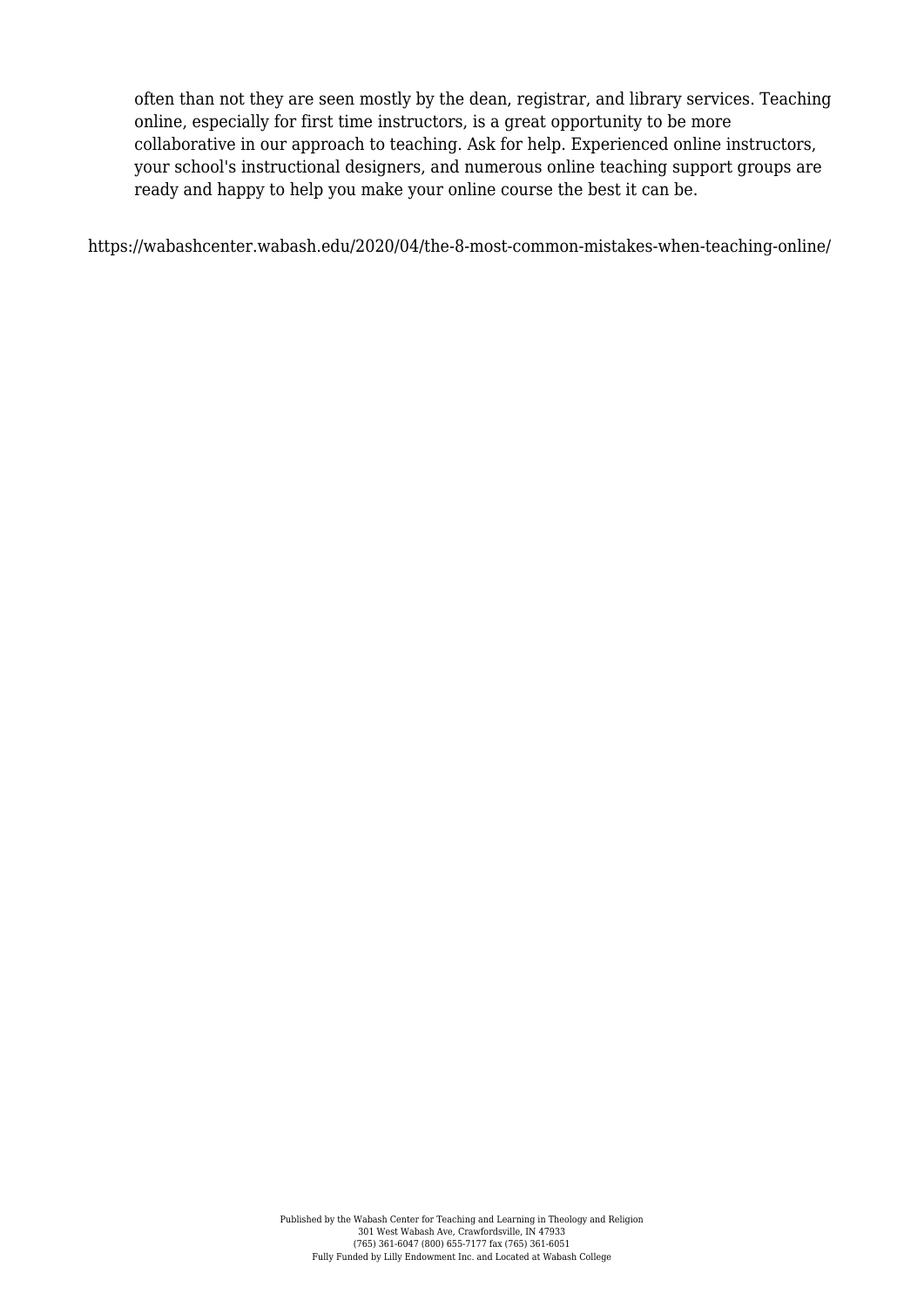often than not they are seen mostly by the dean, registrar, and library services. Teaching online, especially for first time instructors, is a great opportunity to be more collaborative in our approach to teaching. Ask for help. Experienced online instructors, your school's instructional designers, and numerous online teaching support groups are ready and happy to help you make your online course the best it can be.

https://wabashcenter.wabash.edu/2020/04/the-8-most-common-mistakes-when-teaching-online/